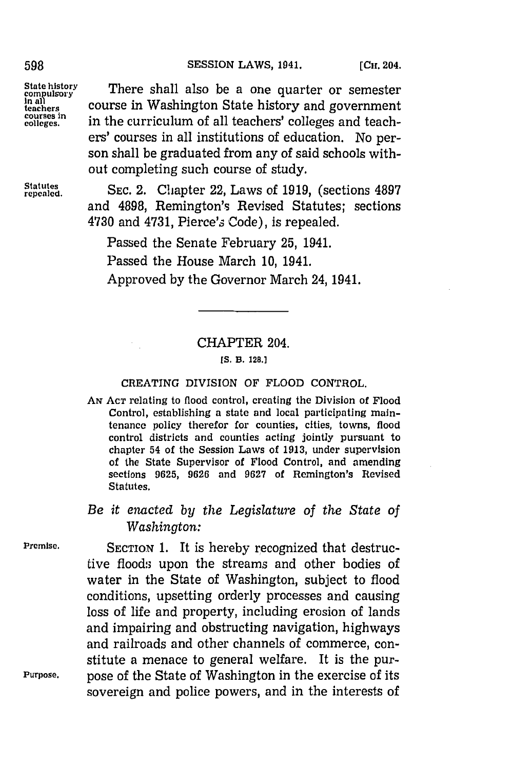State history compulsory in all teachers courses in colleges.

There shall also be a one quarter or semester course in Washington State history and government in the curriculum of all teachers' colleges and teachers' courses in all institutions of education. No person shall be graduated from any of said schools without completing such course of study.

Statutes repealed.

SEC. 2. Chapter 22, Laws of 1919, (sections 4897 and 4898, Remington's Revised Statutes; sections 4730 and 4731, Pierce's Code), is repealed.

Passed the Senate February 25, 1941.

Passed the House March 10, 1941.

Approved by the Governor March 24, 1941.

---

## CHAPTER 204.

[S. B. 128.]

### CREATING DIVISION OF FLOOD CONTROL.

AN ACT relating to flood control, creating the Division of Flood Control, establishing a state and local participating maintenance policy therefor for counties, cities, towns, flood control districts and counties acting jointly pursuant to chapter 54 of the Session Laws of 1913, under supervision of the State Supervisor of Flood Control, and amending sections 9625, 9626 and 9627 of Remington's Revised Statutes.

*Be it enacted by the Legislature of the State of Washington:*

Premise.

SECTION 1. It is hereby recognized that destructive floods upon the streams and other bodies of water in the State of Washington, subject to flood conditions, upsetting orderly processes and causing loss of life and property, including erosion of lands and impairing and obstructing navigation, highways and railroads and other channels of commerce, constitute a menace to general welfare. It is the purpose of the State of Washington in the exercise of its sovereign and police powers, and in the interests of

Purpose.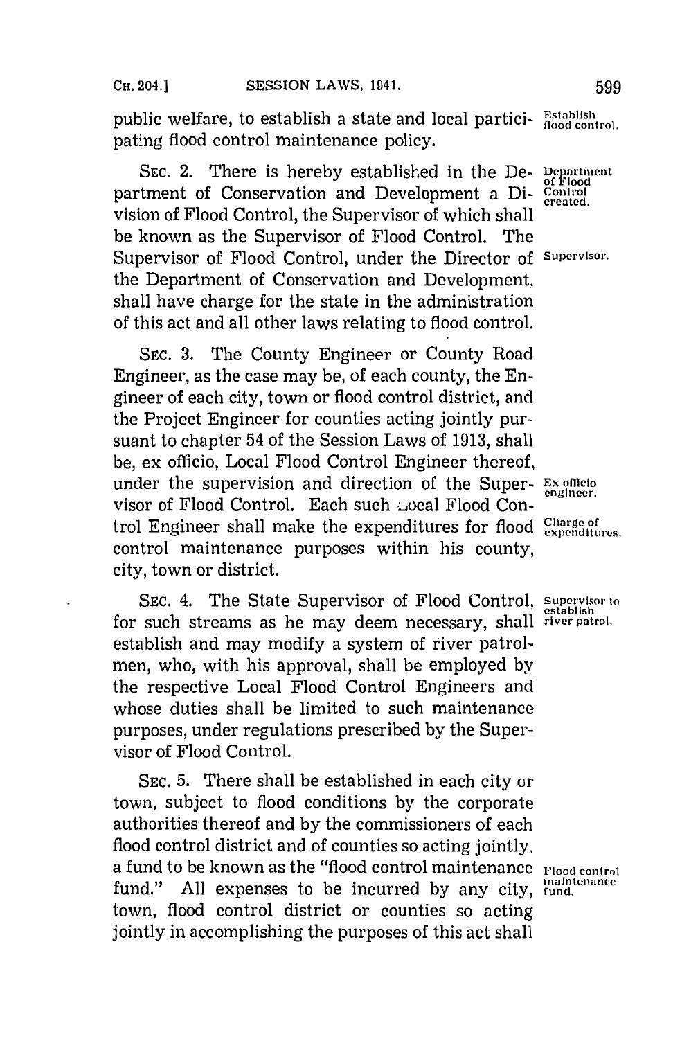public welfare, to establish a state and local participating flood control maintenance policy.

Establish flood control.

SEC. 2. There is hereby established in the Department of Conservation and Development a Division of Flood Control, the Supervisor of which shall be known as the Supervisor of Flood Control. The Supervisor of Flood Control, under the Director of the Department of Conservation and Development, shall have charge for the state in the administration of this act and all other laws relating to flood control.

Department of Flood Control created.

Supervisor.

SEC. 3. The County Engineer or County Road Engineer, as the case may be, of each county, the Engineer of each city, town or flood control district, and the Project Engineer for counties acting jointly pursuant to chapter 54 of the Session Laws of 1913, shall be, ex officio, Local Flood Control Engineer thereof, under the supervision and direction of the Supervisor of Flood Control. Each such Local Flood Control Engineer shall make the expenditures for flood control maintenance purposes within his county, city, town or district.

Ex officio engineer.

Charge of expenditures.

SEC. 4. The State Supervisor of Flood Control, for such streams as he may deem necessary, shall establish and may modify a system of river patrolmen, who, with his approval, shall be employed by the respective Local Flood Control Engineers and whose duties shall be limited to such maintenance purposes, under regulations prescribed by the Supervisor of Flood Control.

Supervisor to establish river patrol.

SEC. 5. There shall be established in each city or town, subject to flood conditions by the corporate authorities thereof and by the commissioners of each flood control district and of counties so acting jointly, a fund to be known as the "flood control maintenance fund." All expenses to be incurred by any city, town, flood control district or counties so acting jointly in accomplishing the purposes of this act shall

Flood control maintenance fund.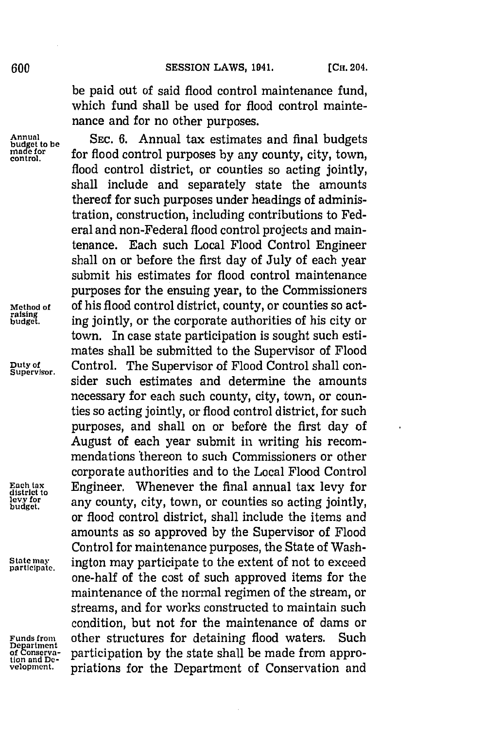be paid out of said flood control maintenance fund, which fund shall be used for flood control maintenance and for no other purposes.

Annual budget to be made for control.

SEC. 6. Annual tax estimates and final budgets for flood control purposes by any county, city, town, flood control district, or counties so acting jointly, shall include and separately state the amounts thereof for such purposes under headings of administration, construction, including contributions to Federal and non-Federal flood control projects and maintenance. Each such Local Flood Control Engineer shall on or before the first day of July of each year submit his estimates for flood control maintenance purposes for the ensuing year, to the Commissioners of his flood control district, county, or counties so acting jointly, or the corporate authorities of his city or town. In case state participation is sought such estimates shall be submitted to the Supervisor of Flood Control. The Supervisor of Flood Control shall consider such estimates and determine the amounts necessary for each such county, city, town, or counties so acting jointly, or flood control district, for such purposes, and shall on or before the first day of August of each year submit in writing his recommendations thereon to such Commissioners or other corporate authorities and to the Local Flood Control Engineer. Whenever the final annual tax levy for any county, city, town, or counties so acting jointly, or flood control district, shall include the items and amounts as so approved by the Supervisor of Flood Control for maintenance purposes, the State of Washington may participate to the extent of not to exceed one-half of the cost of such approved items for the maintenance of the normal regimen of the stream, or streams, and for works constructed to maintain such condition, but not for the maintenance of dams or other structures for detaining flood waters. Such participation by the state shall be made from appropriations for the Department of Conservation and

Method of raising budget.

Duty of Supervisor.

Each tax district to levy for budget.

State may participate.

Funds from Department of Conservation and Development.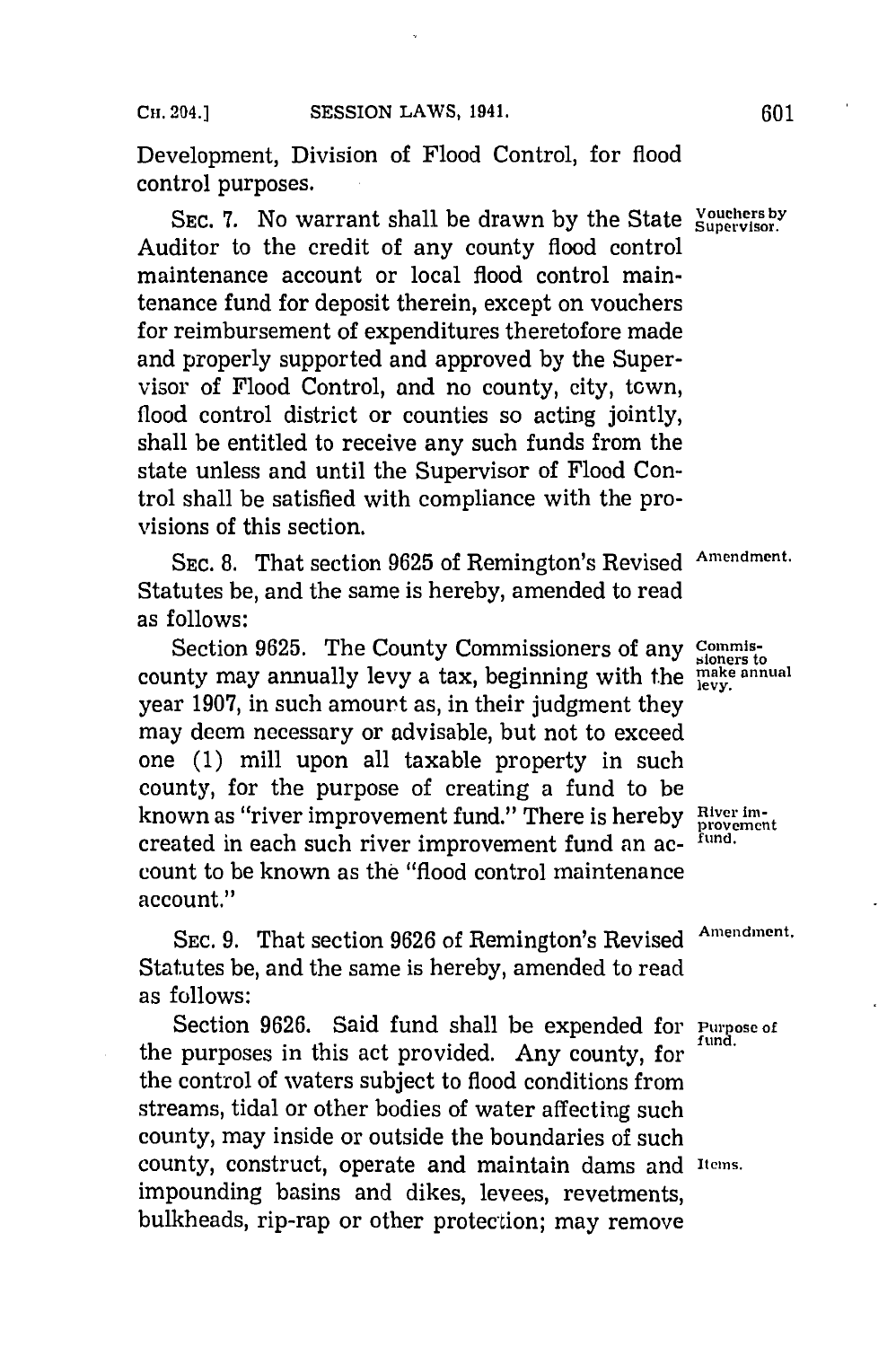Development, Division of Flood Control, for flood control purposes.

SEC. 7. No warrant shall be drawn by the State Auditor to the credit of any county flood control maintenance account or local flood control maintenance fund for deposit therein, except on vouchers for reimbursement of expenditures theretofore made and properly supported and approved by the Supervisor of Flood Control, and no county, city, town, flood control district or counties so acting jointly, shall be entitled to receive any such funds from the state unless and until the Supervisor of Flood Control shall be satisfied with compliance with the provisions of this section.

Vouchers by Supervisor.

SEC. 8. That section 9625 of Remington's Revised Statutes be, and the same is hereby, amended to read as follows:

Amendment.

Section 9625. The County Commissioners of any county may annually levy a tax, beginning with the year 1907, in such amount as, in their judgment they may deem necessary or advisable, but not to exceed one (1) mill upon all taxable property in such county, for the purpose of creating a fund to be known as "river improvement fund." There is hereby created in each such river improvement fund an account to be known as the "flood control maintenance account."

Commissioners to make annual levy.

River improvement fund.

SEC. 9. That section 9626 of Remington's Revised Statutes be, and the same is hereby, amended to read as follows:

Amendment.

Section 9626. Said fund shall be expended for the purposes in this act provided. Any county, for the control of waters subject to flood conditions from streams, tidal or other bodies of water affecting such county, may inside or outside the boundaries of such county, construct, operate and maintain dams and impounding basins and dikes, levees, revetments, bulkheads, rip-rap or other protection; may remove

Purpose of fund.

Items.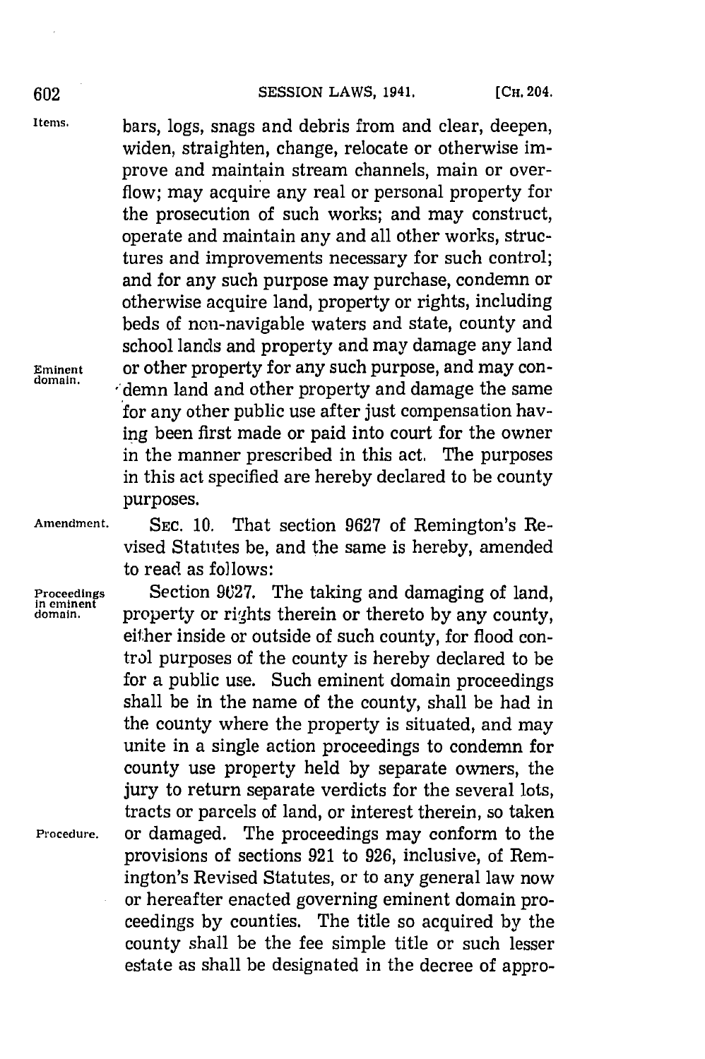bars, logs, snags and debris from and clear, deepen, widen, straighten, change, relocate or otherwise improve and maintain stream channels, main or overflow; may acquire any real or personal property for the prosecution of such works; and may construct, operate and maintain any and all other works, structures and improvements necessary for such control; and for any such purpose may purchase, condemn or otherwise acquire land, property or rights, including beds of non-navigable waters and state, county and school lands and property and may damage any land or other property for any such purpose, and may condemn land and other property and damage the same for any other public use after just compensation having been first made or paid into court for the owner in the manner prescribed in this act. The purposes in this act specified are hereby declared to be county purposes.

SEC. 10. That section 9627 of Remington's Revised Statutes be, and the same is hereby, amended to read as follows:

Section 9627. The taking and damaging of land, property or rights therein or thereto by any county, either inside or outside of such county, for flood control purposes of the county is hereby declared to be for a public use. Such eminent domain proceedings shall be in the name of the county, shall be had in the county where the property is situated, and may unite in a single action proceedings to condemn for county use property held by separate owners, the jury to return separate verdicts for the several lots, tracts or parcels of land, or interest therein, so taken or damaged. The proceedings may conform to the provisions of sections 921 to 926, inclusive, of Remington's Revised Statutes, or to any general law now or hereafter enacted governing eminent domain proceedings by counties. The title so acquired by the county shall be the fee simple title or such lesser estate as shall be designated in the decree of appro-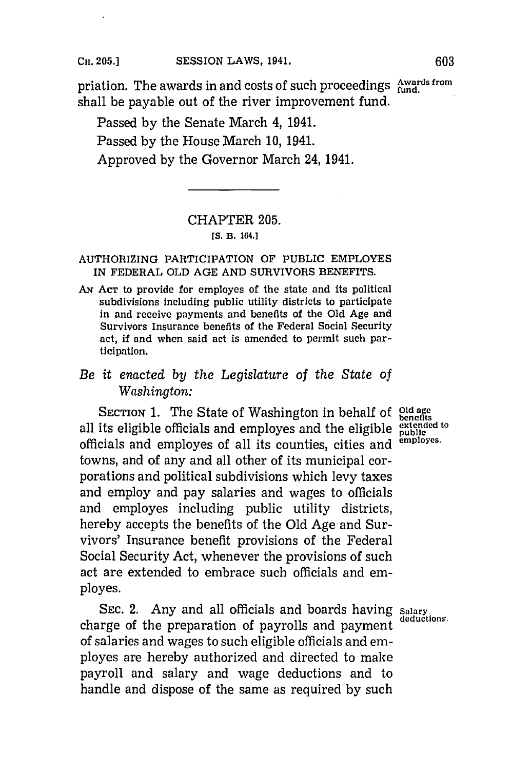priation. The awards in and costs of such proceedings shall be payable out of the river improvement fund.

Awards from fund.

Passed by the Senate March 4, 1941.

Passed by the House March 10, 1941.

Approved by the Governor March 24, 1941.

## CHAPTER 205.

[S. B. 164.]

### AUTHORIZING PARTICIPATION OF PUBLIC EMPLOYES IN FEDERAL OLD AGE AND SURVIVORS BENEFITS.

AN ACT to provide for employes of the state and its political subdivisions including public utility districts to participate in and receive payments and benefits of the Old Age and Survivors Insurance benefits of the Federal Social Security act, if and when said act is amended to permit such participation.

*Be it enacted by the Legislature of the State of Washington:*

Old age benefits extended to public employes.

SECTION 1. The State of Washington in behalf of all its eligible officials and employes and the eligible officials and employes of all its counties, cities and towns, and of any and all other of its municipal corporations and political subdivisions which levy taxes and employ and pay salaries and wages to officials and employes including public utility districts, hereby accepts the benefits of the Old Age and Survivors' Insurance benefit provisions of the Federal Social Security Act, whenever the provisions of such act are extended to embrace such officials and employes.

Salary deductions.

SEC. 2. Any and all officials and boards having charge of the preparation of payrolls and payment of salaries and wages to such eligible officials and employes are hereby authorized and directed to make payroll and salary and wage deductions and to handle and dispose of the same as required by such